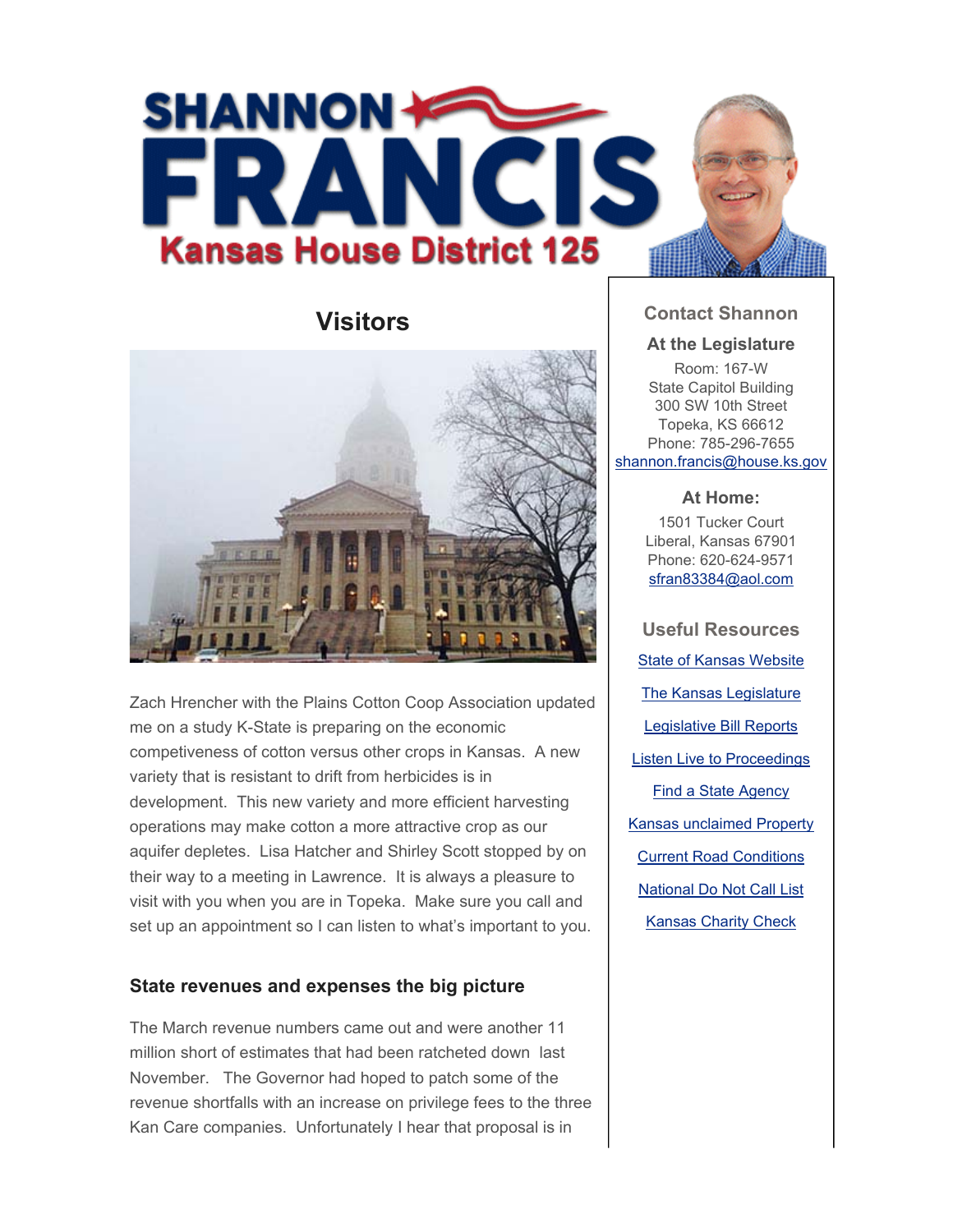# SHANNON FRANCIS

## Kansas House District 125

## Visitors

Zach Hrencher with the Plains Cotton Coop Association updated me on a study K-State is preparing on the economic competiveness of cotton versus other crops in Kansas. A new variety that is resistant to drift from herbicides is in development. This new variety and more efficient harvesting operations may make cotton a more attractive crop as our aquifer depletes. Lisa Hatcher and Shirley Scott stopped by on their way to a meeting in Lawrence. It is always a pleasure to visit with you when you are in Topeka. Make sure you call and set up an appointment so I can listen to what's important to you.

### State revenues and expenses the big picture

The March revenue numbers came out and were another 11 million short of estimates that had been ratcheted down last November. The Governor had hoped to patch some of the revenue shortfalls with an increase on privilege fees to the three Kan Care companies. Unfortunately I hear that proposal is in

---

### Contact Shannon

**At the Legislature**

Room: 167-W
State Capitol Building
300 SW 10th Street
Topeka, KS 66612
Phone: 785-296-7655
shannon.francis@house.ks.gov

**At Home:**

1501 Tucker Court
Liberal, Kansas 67901
Phone: 620-624-9571
sfran83384@aol.com

### Useful Resources

- State of Kansas Website
- The Kansas Legislature
- Legislative Bill Reports
- Listen Live to Proceedings
- Find a State Agency
- Kansas unclaimed Property
- Current Road Conditions
- National Do Not Call List
- Kansas Charity Check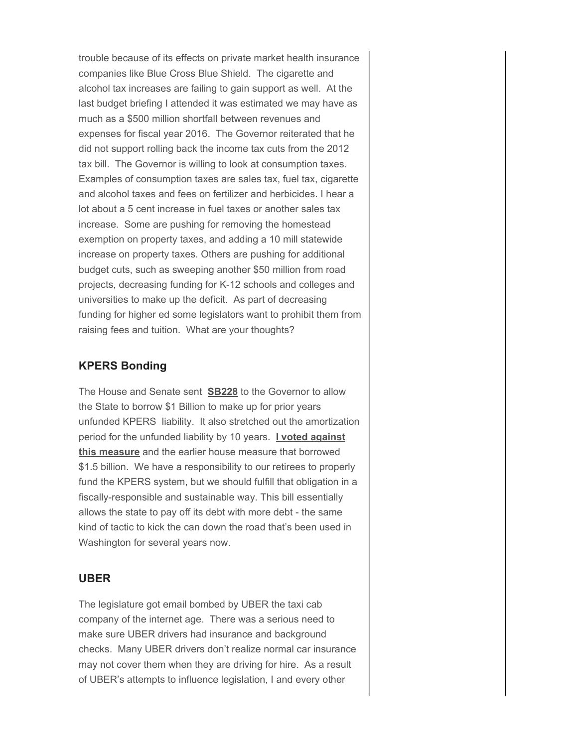trouble because of its effects on private market health insurance companies like Blue Cross Blue Shield. The cigarette and alcohol tax increases are failing to gain support as well. At the last budget briefing I attended it was estimated we may have as much as a $500 million shortfall between revenues and expenses for fiscal year 2016. The Governor reiterated that he did not support rolling back the income tax cuts from the 2012 tax bill. The Governor is willing to look at consumption taxes. Examples of consumption taxes are sales tax, fuel tax, cigarette and alcohol taxes and fees on fertilizer and herbicides. I hear a lot about a 5 cent increase in fuel taxes or another sales tax increase. Some are pushing for removing the homestead exemption on property taxes, and adding a 10 mill statewide increase on property taxes. Others are pushing for additional budget cuts, such as sweeping another $50 million from road projects, decreasing funding for K-12 schools and colleges and universities to make up the deficit. As part of decreasing funding for higher ed some legislators want to prohibit them from raising fees and tuition. What are your thoughts?

## KPERS Bonding

The House and Senate sent **SB228** to the Governor to allow the State to borrow $1 Billion to make up for prior years unfunded KPERS liability. It also stretched out the amortization period for the unfunded liability by 10 years. **I voted against this measure** and the earlier house measure that borrowed $1.5 billion. We have a responsibility to our retirees to properly fund the KPERS system, but we should fulfill that obligation in a fiscally-responsible and sustainable way. This bill essentially allows the state to pay off its debt with more debt - the same kind of tactic to kick the can down the road that's been used in Washington for several years now.

## UBER

The legislature got email bombed by UBER the taxi cab company of the internet age. There was a serious need to make sure UBER drivers had insurance and background checks. Many UBER drivers don't realize normal car insurance may not cover them when they are driving for hire. As a result of UBER's attempts to influence legislation, I and every other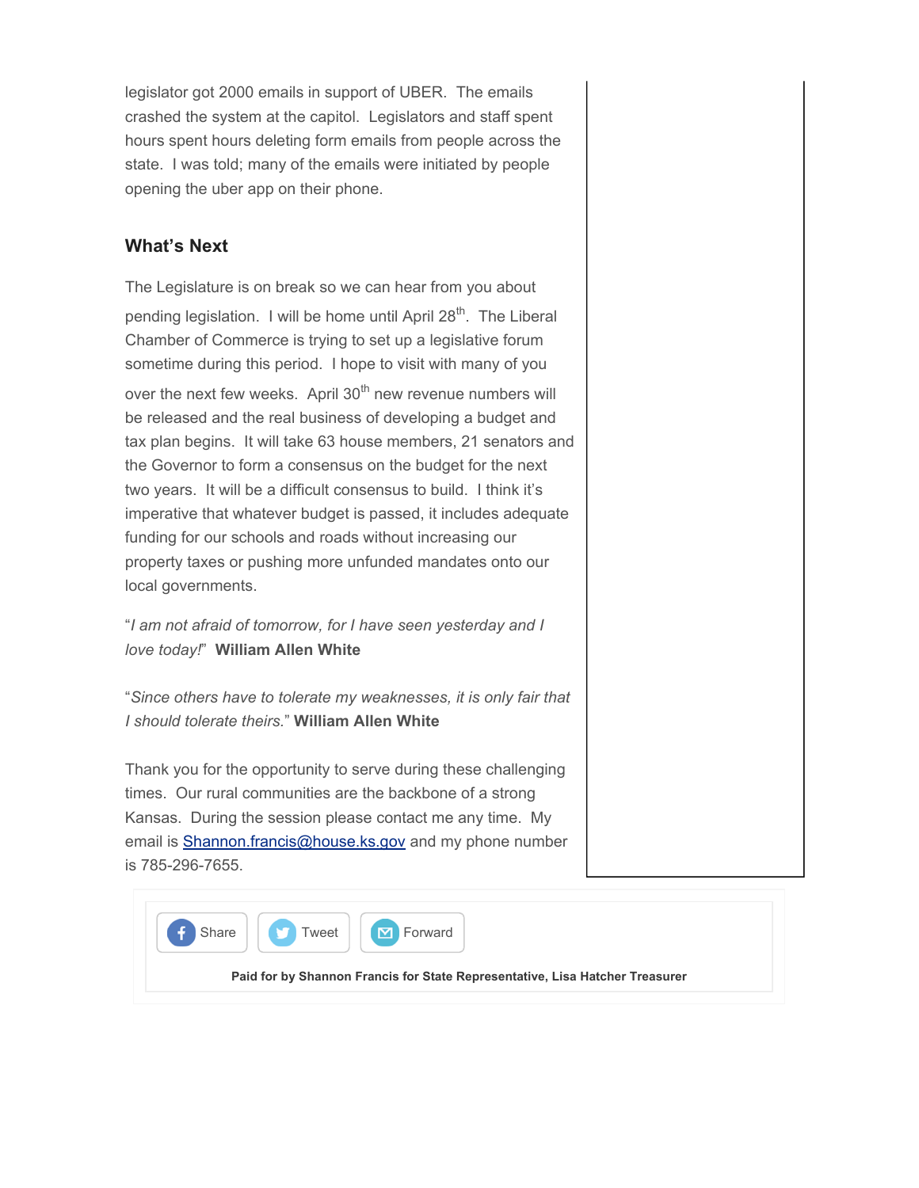legislator got 2000 emails in support of UBER. The emails crashed the system at the capitol. Legislators and staff spent hours spent hours deleting form emails from people across the state. I was told; many of the emails were initiated by people opening the uber app on their phone.

### What's Next

The Legislature is on break so we can hear from you about pending legislation. I will be home until April 28th. The Liberal Chamber of Commerce is trying to set up a legislative forum sometime during this period. I hope to visit with many of you over the next few weeks. April 30th new revenue numbers will be released and the real business of developing a budget and tax plan begins. It will take 63 house members, 21 senators and the Governor to form a consensus on the budget for the next two years. It will be a difficult consensus to build. I think it's imperative that whatever budget is passed, it includes adequate funding for our schools and roads without increasing our property taxes or pushing more unfunded mandates onto our local governments.

"*I am not afraid of tomorrow, for I have seen yesterday and I love today!*" **William Allen White**

"*Since others have to tolerate my weaknesses, it is only fair that I should tolerate theirs.*" **William Allen White**

Thank you for the opportunity to serve during these challenging times. Our rural communities are the backbone of a strong Kansas. During the session please contact me any time. My email is Shannon.francis@house.ks.gov and my phone number is 785-296-7655.

Share Tweet Forward

**Paid for by Shannon Francis for State Representative, Lisa Hatcher Treasurer**